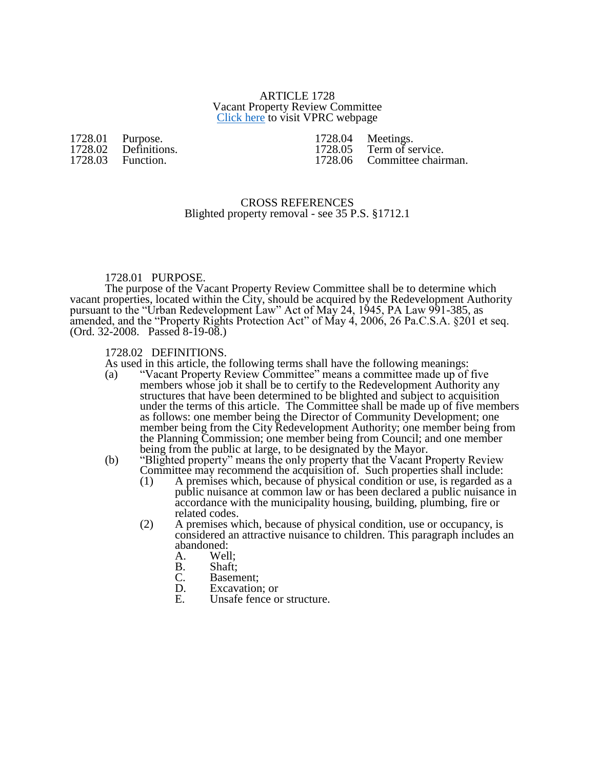# ARTICLE 1728
## Vacant Property Review Committee
[Click here] to visit VPRC webpage

1728.01 Purpose.
1728.02 Definitions.
1728.03 Function.
1728.04 Meetings.
1728.05 Term of service.
1728.06 Committee chairman.

CROSS REFERENCES
Blighted property removal - see 35 P.S. §1712.1

### 1728.01 PURPOSE.

The purpose of the Vacant Property Review Committee shall be to determine which vacant properties, located within the City, should be acquired by the Redevelopment Authority pursuant to the "Urban Redevelopment Law" Act of May 24, 1945, PA Law 991-385, as amended, and the "Property Rights Protection Act" of May 4, 2006, 26 Pa.C.S.A. §201 et seq. (Ord. 32-2008. Passed 8-19-08.)

### 1728.02 DEFINITIONS.

As used in this article, the following terms shall have the following meanings:

(a) "Vacant Property Review Committee" means a committee made up of five members whose job it shall be to certify to the Redevelopment Authority any structures that have been determined to be blighted and subject to acquisition under the terms of this article. The Committee shall be made up of five members as follows: one member being the Director of Community Development; one member being from the City Redevelopment Authority; one member being from the Planning Commission; one member being from Council; and one member being from the public at large, to be designated by the Mayor.

(b) "Blighted property" means the only property that the Vacant Property Review Committee may recommend the acquisition of. Such properties shall include:

(1) A premises which, because of physical condition or use, is regarded as a public nuisance at common law or has been declared a public nuisance in accordance with the municipality housing, building, plumbing, fire or related codes.

(2) A premises which, because of physical condition, use or occupancy, is considered an attractive nuisance to children. This paragraph includes an abandoned:

A. Well;
B. Shaft;
C. Basement;
D. Excavation; or
E. Unsafe fence or structure.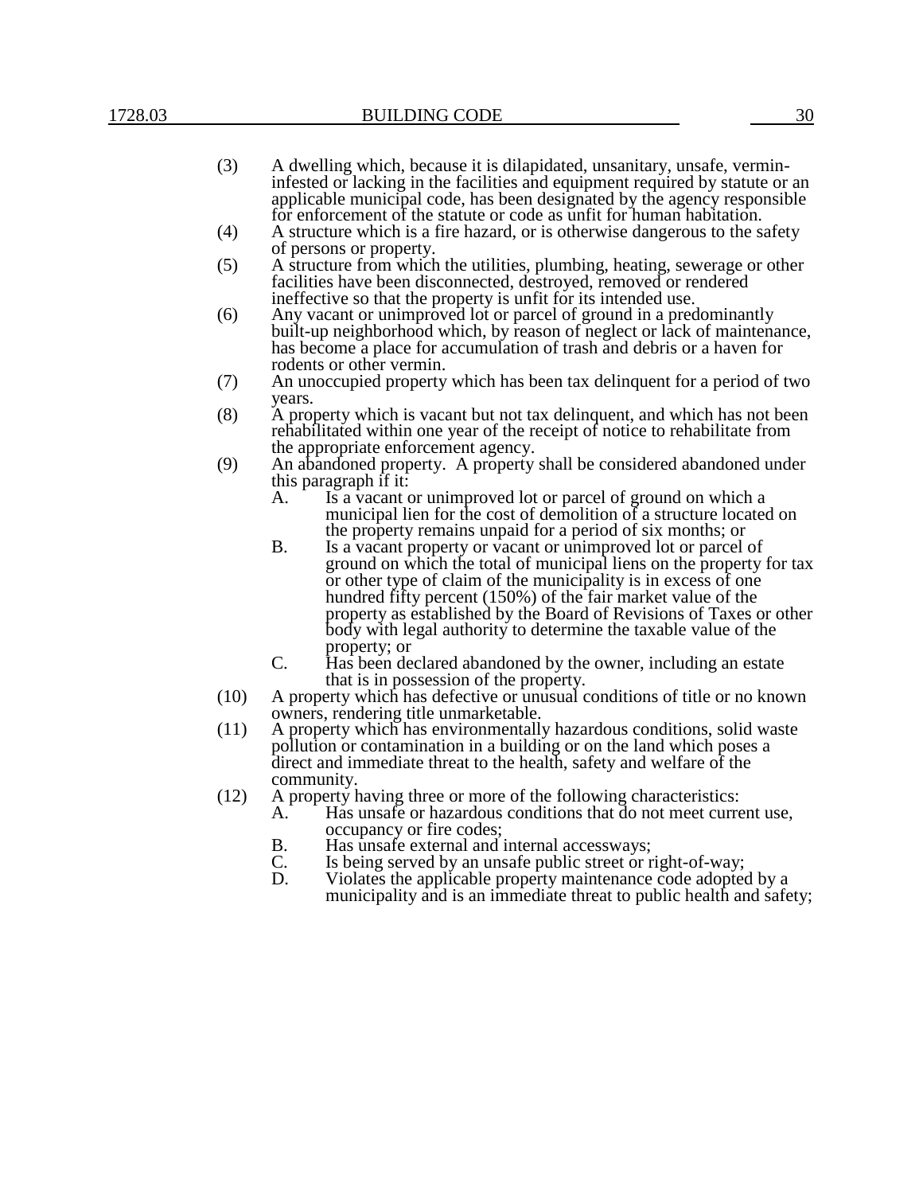(3) A dwelling which, because it is dilapidated, unsanitary, unsafe, vermin-infested or lacking in the facilities and equipment required by statute or an applicable municipal code, has been designated by the agency responsible for enforcement of the statute or code as unfit for human habitation.

(4) A structure which is a fire hazard, or is otherwise dangerous to the safety of persons or property.

(5) A structure from which the utilities, plumbing, heating, sewerage or other facilities have been disconnected, destroyed, removed or rendered ineffective so that the property is unfit for its intended use.

(6) Any vacant or unimproved lot or parcel of ground in a predominantly built-up neighborhood which, by reason of neglect or lack of maintenance, has become a place for accumulation of trash and debris or a haven for rodents or other vermin.

(7) An unoccupied property which has been tax delinquent for a period of two years.

(8) A property which is vacant but not tax delinquent, and which has not been rehabilitated within one year of the receipt of notice to rehabilitate from the appropriate enforcement agency.

(9) An abandoned property. A property shall be considered abandoned under this paragraph if it:

  A. Is a vacant or unimproved lot or parcel of ground on which a municipal lien for the cost of demolition of a structure located on the property remains unpaid for a period of six months; or

  B. Is a vacant property or vacant or unimproved lot or parcel of ground on which the total of municipal liens on the property for tax or other type of claim of the municipality is in excess of one hundred fifty percent (150%) of the fair market value of the property as established by the Board of Revisions of Taxes or other body with legal authority to determine the taxable value of the property; or

  C. Has been declared abandoned by the owner, including an estate that is in possession of the property.

(10) A property which has defective or unusual conditions of title or no known owners, rendering title unmarketable.

(11) A property which has environmentally hazardous conditions, solid waste pollution or contamination in a building or on the land which poses a direct and immediate threat to the health, safety and welfare of the community.

(12) A property having three or more of the following characteristics:

  A. Has unsafe or hazardous conditions that do not meet current use, occupancy or fire codes;

  B. Has unsafe external and internal accessways;

  C. Is being served by an unsafe public street or right-of-way;

  D. Violates the applicable property maintenance code adopted by a municipality and is an immediate threat to public health and safety;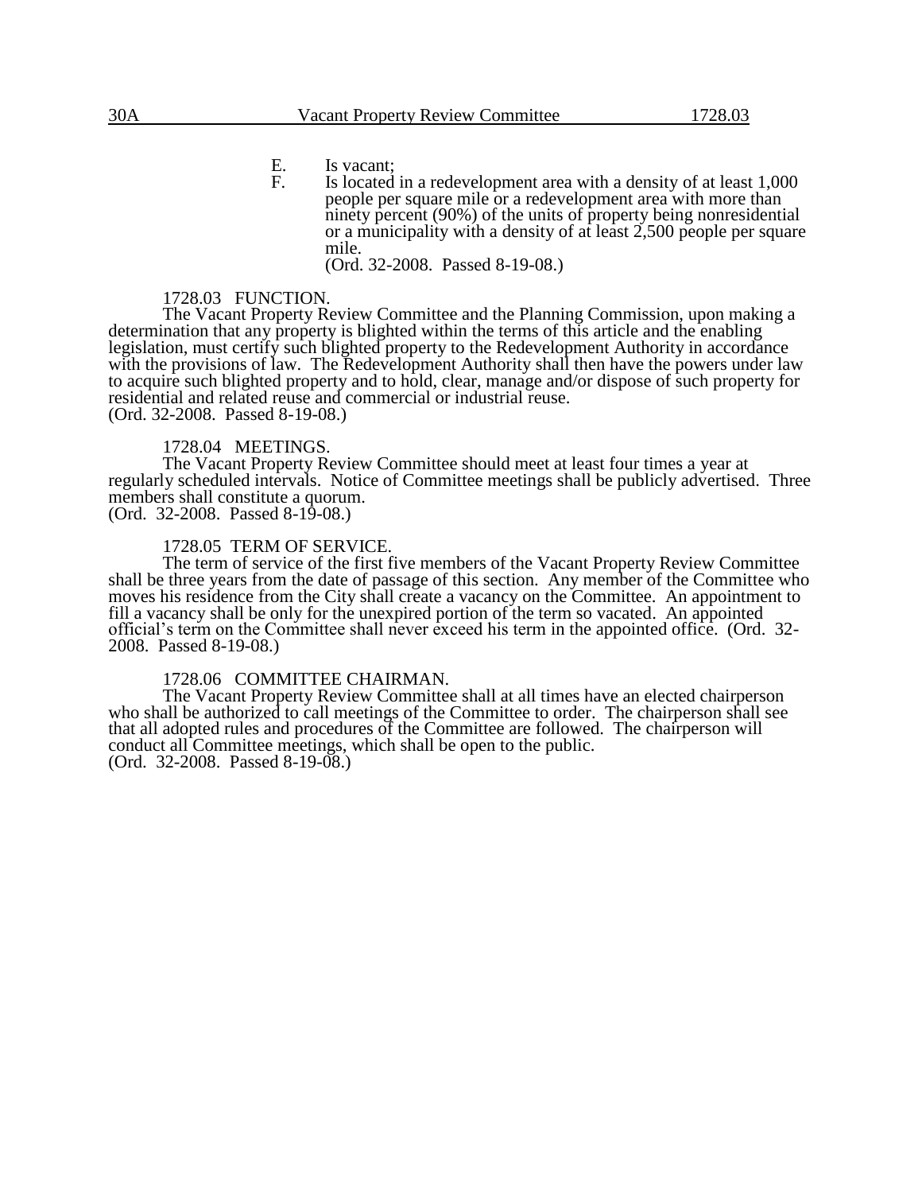E. Is vacant;

F. Is located in a redevelopment area with a density of at least 1,000 people per square mile or a redevelopment area with more than ninety percent (90%) of the units of property being nonresidential or a municipality with a density of at least 2,500 people per square mile.

(Ord. 32-2008. Passed 8-19-08.)

1728.03 FUNCTION.

The Vacant Property Review Committee and the Planning Commission, upon making a determination that any property is blighted within the terms of this article and the enabling legislation, must certify such blighted property to the Redevelopment Authority in accordance with the provisions of law. The Redevelopment Authority shall then have the powers under law to acquire such blighted property and to hold, clear, manage and/or dispose of such property for residential and related reuse and commercial or industrial reuse.
(Ord. 32-2008. Passed 8-19-08.)

1728.04 MEETINGS.

The Vacant Property Review Committee should meet at least four times a year at regularly scheduled intervals. Notice of Committee meetings shall be publicly advertised. Three members shall constitute a quorum.
(Ord. 32-2008. Passed 8-19-08.)

1728.05 TERM OF SERVICE.

The term of service of the first five members of the Vacant Property Review Committee shall be three years from the date of passage of this section. Any member of the Committee who moves his residence from the City shall create a vacancy on the Committee. An appointment to fill a vacancy shall be only for the unexpired portion of the term so vacated. An appointed official's term on the Committee shall never exceed his term in the appointed office. (Ord. 32-2008. Passed 8-19-08.)

1728.06 COMMITTEE CHAIRMAN.

The Vacant Property Review Committee shall at all times have an elected chairperson who shall be authorized to call meetings of the Committee to order. The chairperson shall see that all adopted rules and procedures of the Committee are followed. The chairperson will conduct all Committee meetings, which shall be open to the public.
(Ord. 32-2008. Passed 8-19-08.)